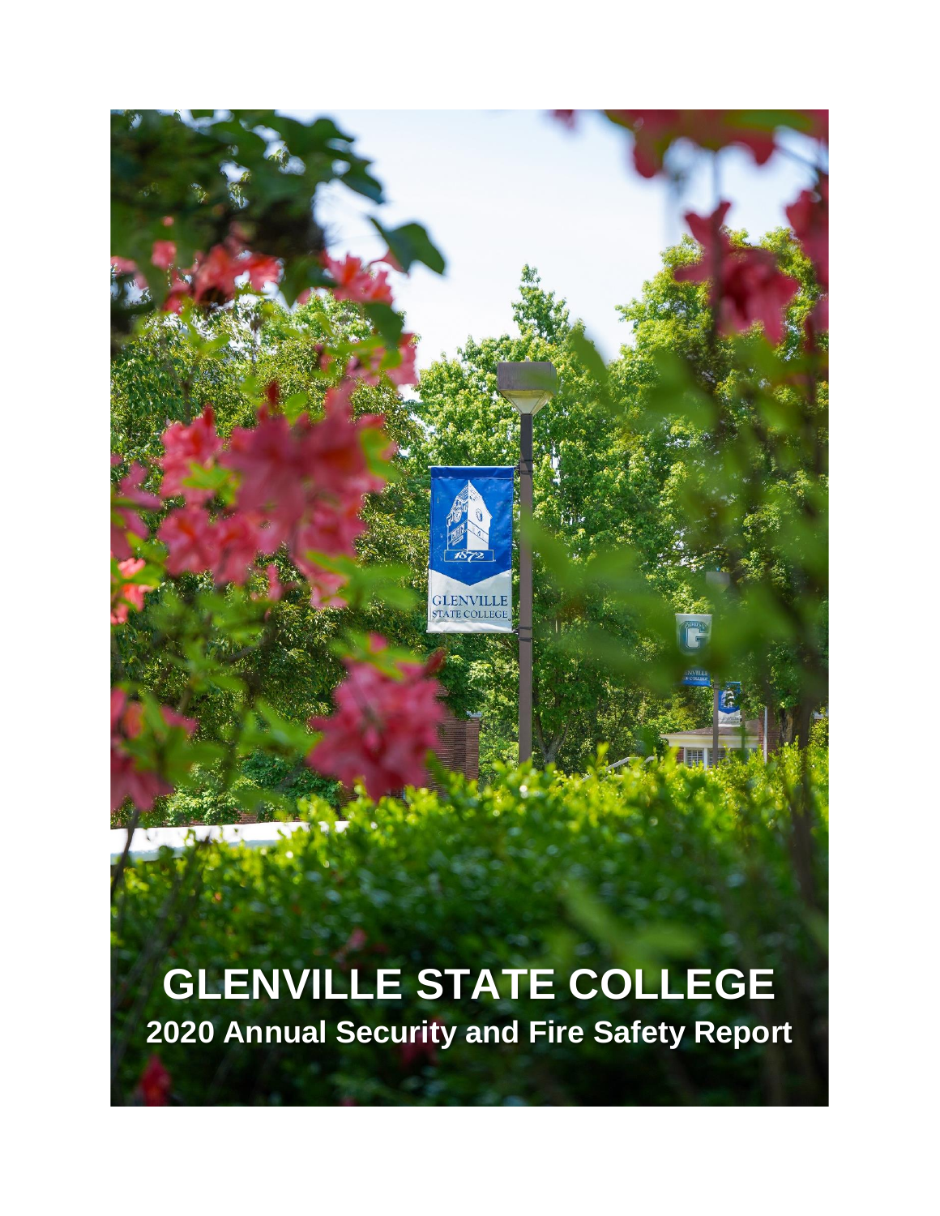# GLENVILLE STATE COLLEGE

## 2020 Annual Security and Fire Safety Report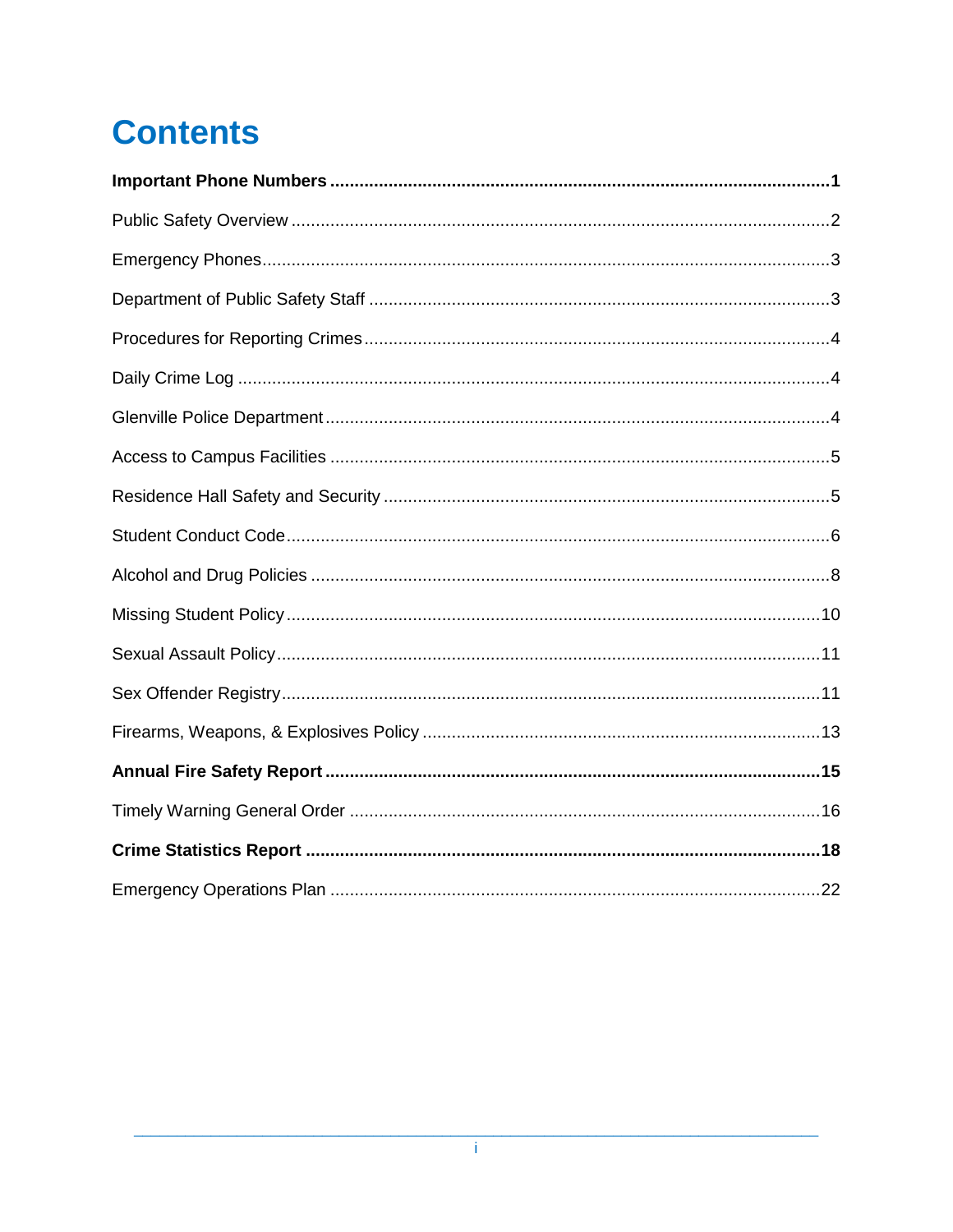# Contents

**Important Phone Numbers** ..... **1**

Public Safety Overview ..... 2

Emergency Phones ..... 3

Department of Public Safety Staff ..... 3

Procedures for Reporting Crimes ..... 4

Daily Crime Log ..... 4

Glenville Police Department ..... 4

Access to Campus Facilities ..... 5

Residence Hall Safety and Security ..... 5

Student Conduct Code ..... 6

Alcohol and Drug Policies ..... 8

Missing Student Policy ..... 10

Sexual Assault Policy ..... 11

Sex Offender Registry ..... 11

Firearms, Weapons, & Explosives Policy ..... 13

**Annual Fire Safety Report** ..... **15**

Timely Warning General Order ..... 16

**Crime Statistics Report** ..... **18**

Emergency Operations Plan ..... 22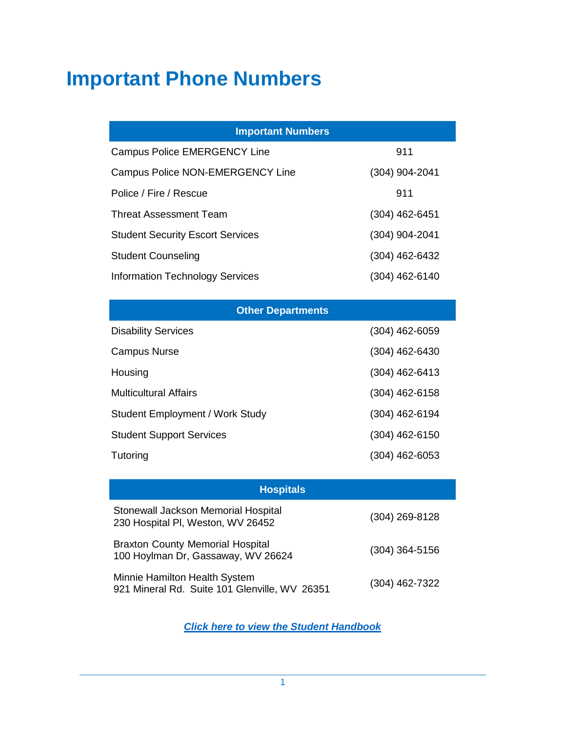# Important Phone Numbers

| Important Numbers | |
|---|---|
| Campus Police EMERGENCY Line | 911 |
| Campus Police NON-EMERGENCY Line | (304) 904-2041 |
| Police / Fire / Rescue | 911 |
| Threat Assessment Team | (304) 462-6451 |
| Student Security Escort Services | (304) 904-2041 |
| Student Counseling | (304) 462-6432 |
| Information Technology Services | (304) 462-6140 |

| Other Departments | |
|---|---|
| Disability Services | (304) 462-6059 |
| Campus Nurse | (304) 462-6430 |
| Housing | (304) 462-6413 |
| Multicultural Affairs | (304) 462-6158 |
| Student Employment / Work Study | (304) 462-6194 |
| Student Support Services | (304) 462-6150 |
| Tutoring | (304) 462-6053 |

| Hospitals | |
|---|---|
| Stonewall Jackson Memorial Hospital<br>230 Hospital Pl, Weston, WV 26452 | (304) 269-8128 |
| Braxton County Memorial Hospital<br>100 Hoylman Dr, Gassaway, WV 26624 | (304) 364-5156 |
| Minnie Hamilton Health System<br>921 Mineral Rd. Suite 101 Glenville, WV 26351 | (304) 462-7322 |

***Click here to view the Student Handbook***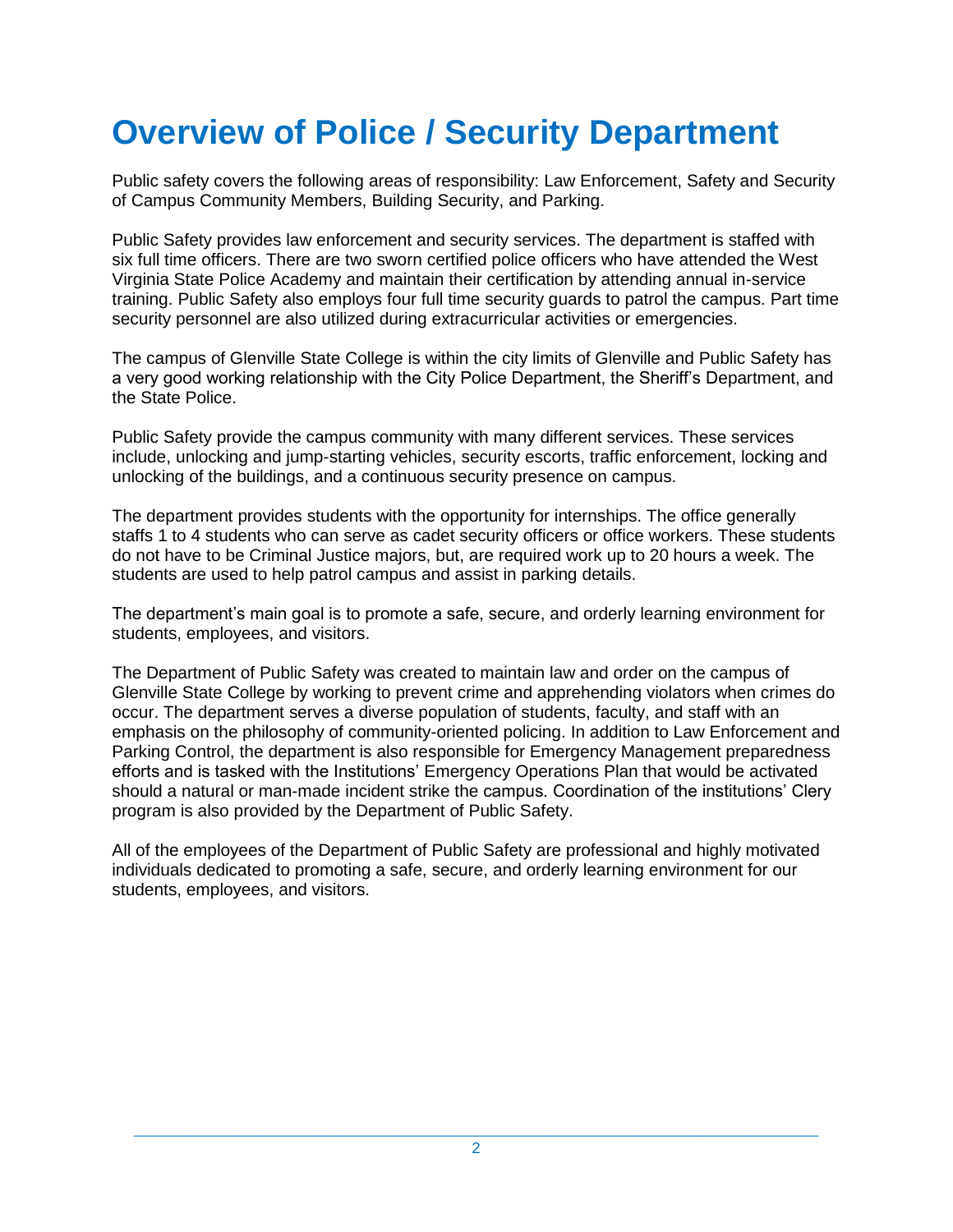# Overview of Police / Security Department

Public safety covers the following areas of responsibility: Law Enforcement, Safety and Security of Campus Community Members, Building Security, and Parking.

Public Safety provides law enforcement and security services. The department is staffed with six full time officers. There are two sworn certified police officers who have attended the West Virginia State Police Academy and maintain their certification by attending annual in-service training. Public Safety also employs four full time security guards to patrol the campus. Part time security personnel are also utilized during extracurricular activities or emergencies.

The campus of Glenville State College is within the city limits of Glenville and Public Safety has a very good working relationship with the City Police Department, the Sheriff's Department, and the State Police.

Public Safety provide the campus community with many different services. These services include, unlocking and jump-starting vehicles, security escorts, traffic enforcement, locking and unlocking of the buildings, and a continuous security presence on campus.

The department provides students with the opportunity for internships. The office generally staffs 1 to 4 students who can serve as cadet security officers or office workers. These students do not have to be Criminal Justice majors, but, are required work up to 20 hours a week. The students are used to help patrol campus and assist in parking details.

The department's main goal is to promote a safe, secure, and orderly learning environment for students, employees, and visitors.

The Department of Public Safety was created to maintain law and order on the campus of Glenville State College by working to prevent crime and apprehending violators when crimes do occur. The department serves a diverse population of students, faculty, and staff with an emphasis on the philosophy of community-oriented policing. In addition to Law Enforcement and Parking Control, the department is also responsible for Emergency Management preparedness efforts and is tasked with the Institutions' Emergency Operations Plan that would be activated should a natural or man-made incident strike the campus. Coordination of the institutions' Clery program is also provided by the Department of Public Safety.

All of the employees of the Department of Public Safety are professional and highly motivated individuals dedicated to promoting a safe, secure, and orderly learning environment for our students, employees, and visitors.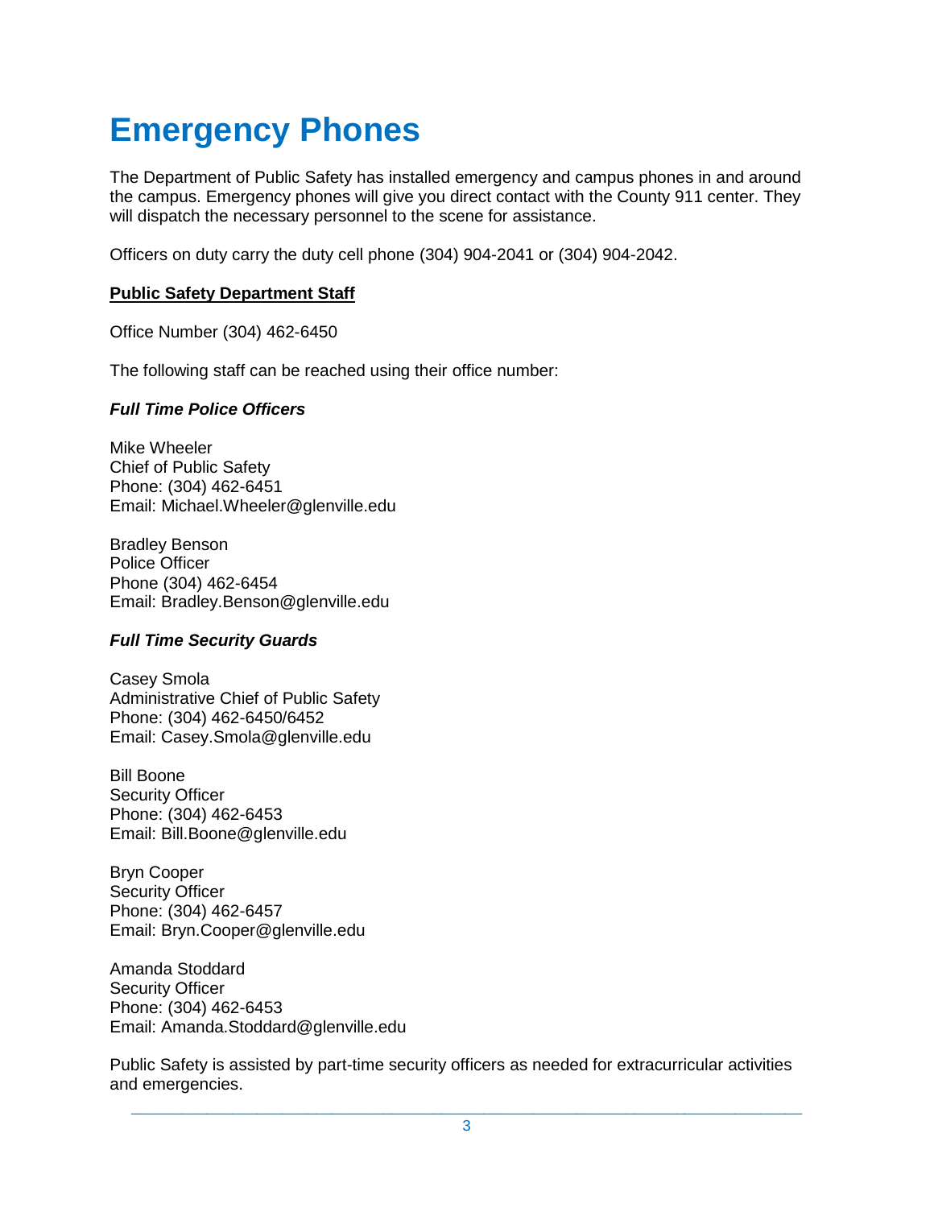# Emergency Phones

The Department of Public Safety has installed emergency and campus phones in and around the campus. Emergency phones will give you direct contact with the County 911 center. They will dispatch the necessary personnel to the scene for assistance.

Officers on duty carry the duty cell phone (304) 904-2041 or (304) 904-2042.

**Public Safety Department Staff**

Office Number (304) 462-6450

The following staff can be reached using their office number:

***Full Time Police Officers***

Mike Wheeler
Chief of Public Safety
Phone: (304) 462-6451
Email: Michael.Wheeler@glenville.edu

Bradley Benson
Police Officer
Phone (304) 462-6454
Email: Bradley.Benson@glenville.edu

***Full Time Security Guards***

Casey Smola
Administrative Chief of Public Safety
Phone: (304) 462-6450/6452
Email: Casey.Smola@glenville.edu

Bill Boone
Security Officer
Phone: (304) 462-6453
Email: Bill.Boone@glenville.edu

Bryn Cooper
Security Officer
Phone: (304) 462-6457
Email: Bryn.Cooper@glenville.edu

Amanda Stoddard
Security Officer
Phone: (304) 462-6453
Email: Amanda.Stoddard@glenville.edu

Public Safety is assisted by part-time security officers as needed for extracurricular activities and emergencies.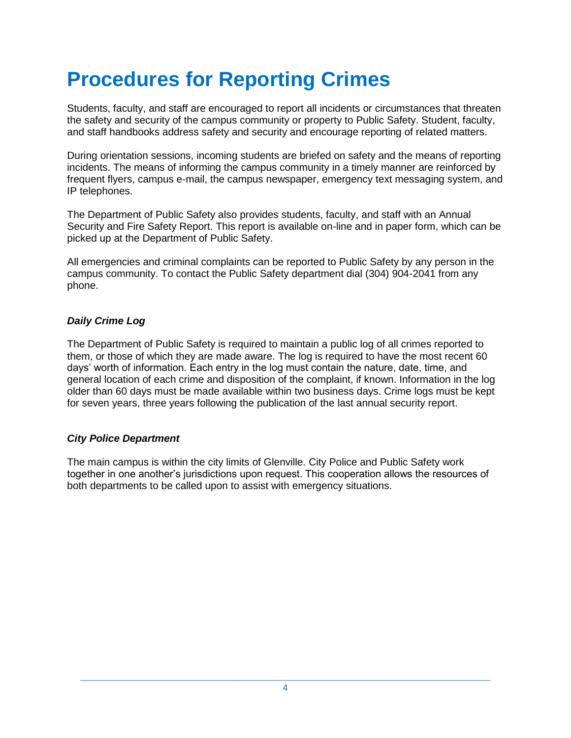# Procedures for Reporting Crimes

Students, faculty, and staff are encouraged to report all incidents or circumstances that threaten the safety and security of the campus community or property to Public Safety. Student, faculty, and staff handbooks address safety and security and encourage reporting of related matters.

During orientation sessions, incoming students are briefed on safety and the means of reporting incidents. The means of informing the campus community in a timely manner are reinforced by frequent flyers, campus e-mail, the campus newspaper, emergency text messaging system, and IP telephones.

The Department of Public Safety also provides students, faculty, and staff with an Annual Security and Fire Safety Report. This report is available on-line and in paper form, which can be picked up at the Department of Public Safety.

All emergencies and criminal complaints can be reported to Public Safety by any person in the campus community. To contact the Public Safety department dial (304) 904-2041 from any phone.

### *Daily Crime Log*

The Department of Public Safety is required to maintain a public log of all crimes reported to them, or those of which they are made aware. The log is required to have the most recent 60 days' worth of information. Each entry in the log must contain the nature, date, time, and general location of each crime and disposition of the complaint, if known. Information in the log older than 60 days must be made available within two business days. Crime logs must be kept for seven years, three years following the publication of the last annual security report.

### *City Police Department*

The main campus is within the city limits of Glenville. City Police and Public Safety work together in one another's jurisdictions upon request. This cooperation allows the resources of both departments to be called upon to assist with emergency situations.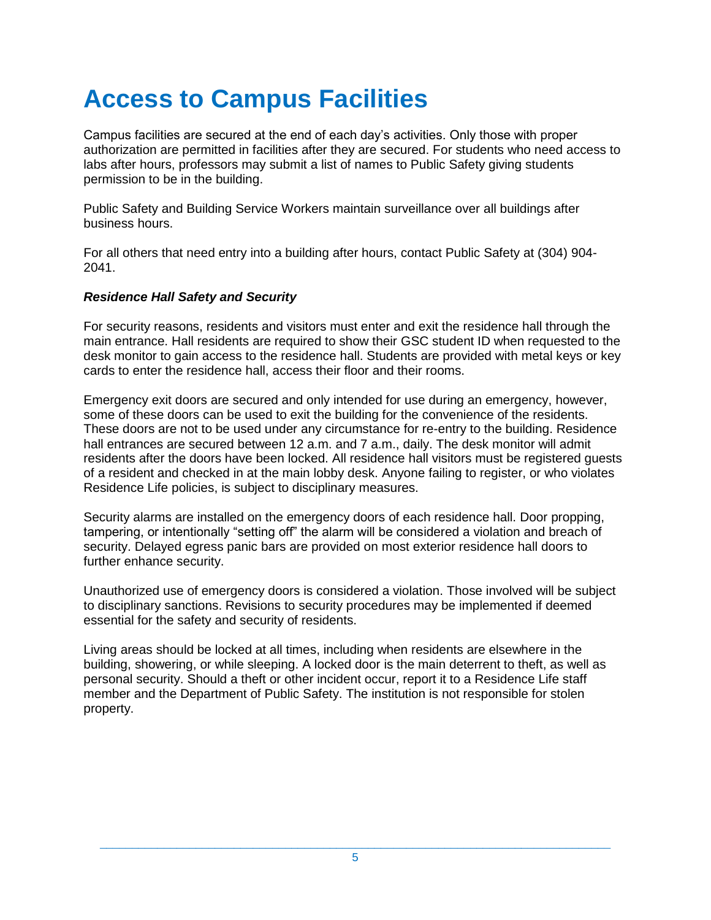# Access to Campus Facilities

Campus facilities are secured at the end of each day's activities. Only those with proper authorization are permitted in facilities after they are secured. For students who need access to labs after hours, professors may submit a list of names to Public Safety giving students permission to be in the building.

Public Safety and Building Service Workers maintain surveillance over all buildings after business hours.

For all others that need entry into a building after hours, contact Public Safety at (304) 904-2041.

### *Residence Hall Safety and Security*

For security reasons, residents and visitors must enter and exit the residence hall through the main entrance. Hall residents are required to show their GSC student ID when requested to the desk monitor to gain access to the residence hall. Students are provided with metal keys or key cards to enter the residence hall, access their floor and their rooms.

Emergency exit doors are secured and only intended for use during an emergency, however, some of these doors can be used to exit the building for the convenience of the residents. These doors are not to be used under any circumstance for re-entry to the building. Residence hall entrances are secured between 12 a.m. and 7 a.m., daily. The desk monitor will admit residents after the doors have been locked. All residence hall visitors must be registered guests of a resident and checked in at the main lobby desk. Anyone failing to register, or who violates Residence Life policies, is subject to disciplinary measures.

Security alarms are installed on the emergency doors of each residence hall. Door propping, tampering, or intentionally "setting off" the alarm will be considered a violation and breach of security. Delayed egress panic bars are provided on most exterior residence hall doors to further enhance security.

Unauthorized use of emergency doors is considered a violation. Those involved will be subject to disciplinary sanctions. Revisions to security procedures may be implemented if deemed essential for the safety and security of residents.

Living areas should be locked at all times, including when residents are elsewhere in the building, showering, or while sleeping. A locked door is the main deterrent to theft, as well as personal security. Should a theft or other incident occur, report it to a Residence Life staff member and the Department of Public Safety. The institution is not responsible for stolen property.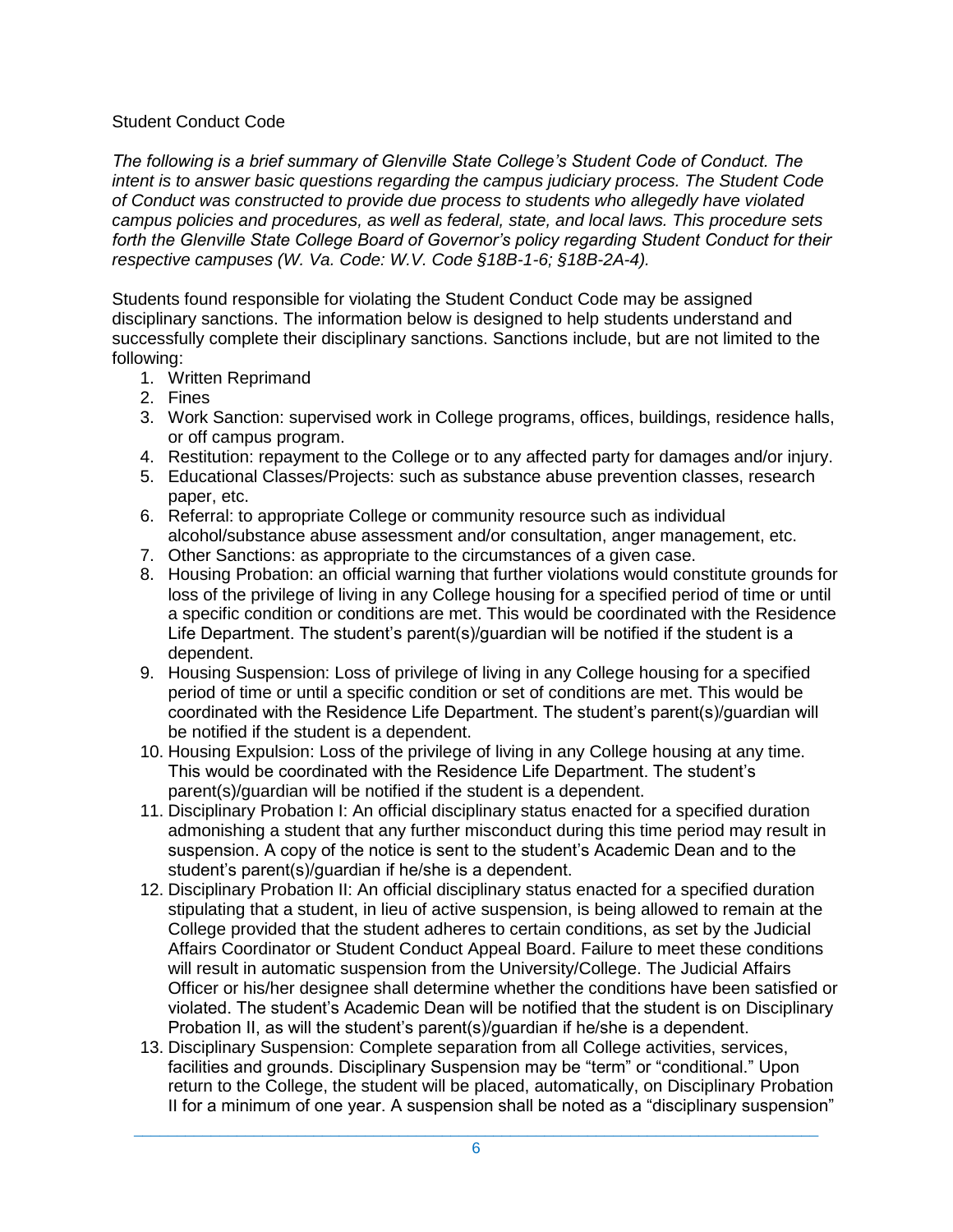Student Conduct Code

*The following is a brief summary of Glenville State College's Student Code of Conduct. The intent is to answer basic questions regarding the campus judiciary process. The Student Code of Conduct was constructed to provide due process to students who allegedly have violated campus policies and procedures, as well as federal, state, and local laws. This procedure sets forth the Glenville State College Board of Governor's policy regarding Student Conduct for their respective campuses (W. Va. Code: W.V. Code §18B-1-6; §18B-2A-4).*

Students found responsible for violating the Student Conduct Code may be assigned disciplinary sanctions. The information below is designed to help students understand and successfully complete their disciplinary sanctions. Sanctions include, but are not limited to the following:

1. Written Reprimand
2. Fines
3. Work Sanction: supervised work in College programs, offices, buildings, residence halls, or off campus program.
4. Restitution: repayment to the College or to any affected party for damages and/or injury.
5. Educational Classes/Projects: such as substance abuse prevention classes, research paper, etc.
6. Referral: to appropriate College or community resource such as individual alcohol/substance abuse assessment and/or consultation, anger management, etc.
7. Other Sanctions: as appropriate to the circumstances of a given case.
8. Housing Probation: an official warning that further violations would constitute grounds for loss of the privilege of living in any College housing for a specified period of time or until a specific condition or conditions are met. This would be coordinated with the Residence Life Department. The student's parent(s)/guardian will be notified if the student is a dependent.
9. Housing Suspension: Loss of privilege of living in any College housing for a specified period of time or until a specific condition or set of conditions are met. This would be coordinated with the Residence Life Department. The student's parent(s)/guardian will be notified if the student is a dependent.
10. Housing Expulsion: Loss of the privilege of living in any College housing at any time. This would be coordinated with the Residence Life Department. The student's parent(s)/guardian will be notified if the student is a dependent.
11. Disciplinary Probation I: An official disciplinary status enacted for a specified duration admonishing a student that any further misconduct during this time period may result in suspension. A copy of the notice is sent to the student's Academic Dean and to the student's parent(s)/guardian if he/she is a dependent.
12. Disciplinary Probation II: An official disciplinary status enacted for a specified duration stipulating that a student, in lieu of active suspension, is being allowed to remain at the College provided that the student adheres to certain conditions, as set by the Judicial Affairs Coordinator or Student Conduct Appeal Board. Failure to meet these conditions will result in automatic suspension from the University/College. The Judicial Affairs Officer or his/her designee shall determine whether the conditions have been satisfied or violated. The student's Academic Dean will be notified that the student is on Disciplinary Probation II, as will the student's parent(s)/guardian if he/she is a dependent.
13. Disciplinary Suspension: Complete separation from all College activities, services, facilities and grounds. Disciplinary Suspension may be "term" or "conditional." Upon return to the College, the student will be placed, automatically, on Disciplinary Probation II for a minimum of one year. A suspension shall be noted as a "disciplinary suspension"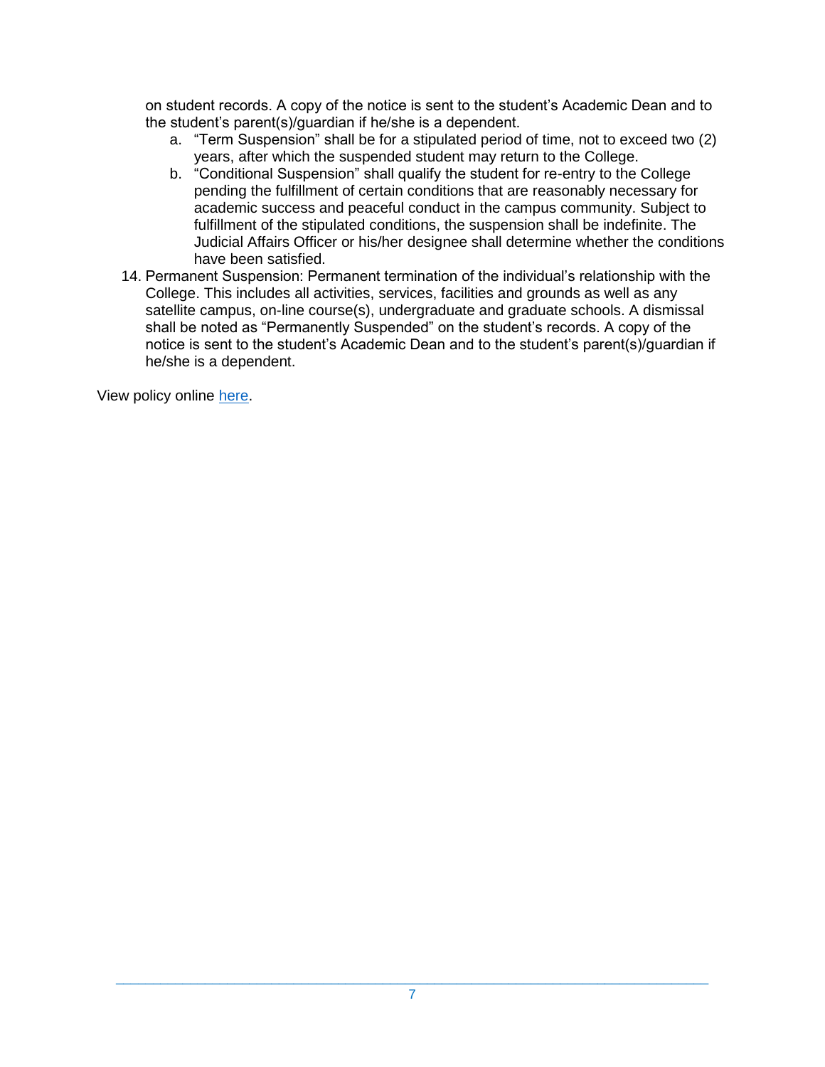on student records. A copy of the notice is sent to the student's Academic Dean and to the student's parent(s)/guardian if he/she is a dependent.

   a. "Term Suspension" shall be for a stipulated period of time, not to exceed two (2) years, after which the suspended student may return to the College.
   b. "Conditional Suspension" shall qualify the student for re-entry to the College pending the fulfillment of certain conditions that are reasonably necessary for academic success and peaceful conduct in the campus community. Subject to fulfillment of the stipulated conditions, the suspension shall be indefinite. The Judicial Affairs Officer or his/her designee shall determine whether the conditions have been satisfied.

14. Permanent Suspension: Permanent termination of the individual's relationship with the College. This includes all activities, services, facilities and grounds as well as any satellite campus, on-line course(s), undergraduate and graduate schools. A dismissal shall be noted as "Permanently Suspended" on the student's records. A copy of the notice is sent to the student's Academic Dean and to the student's parent(s)/guardian if he/she is a dependent.

View policy online here.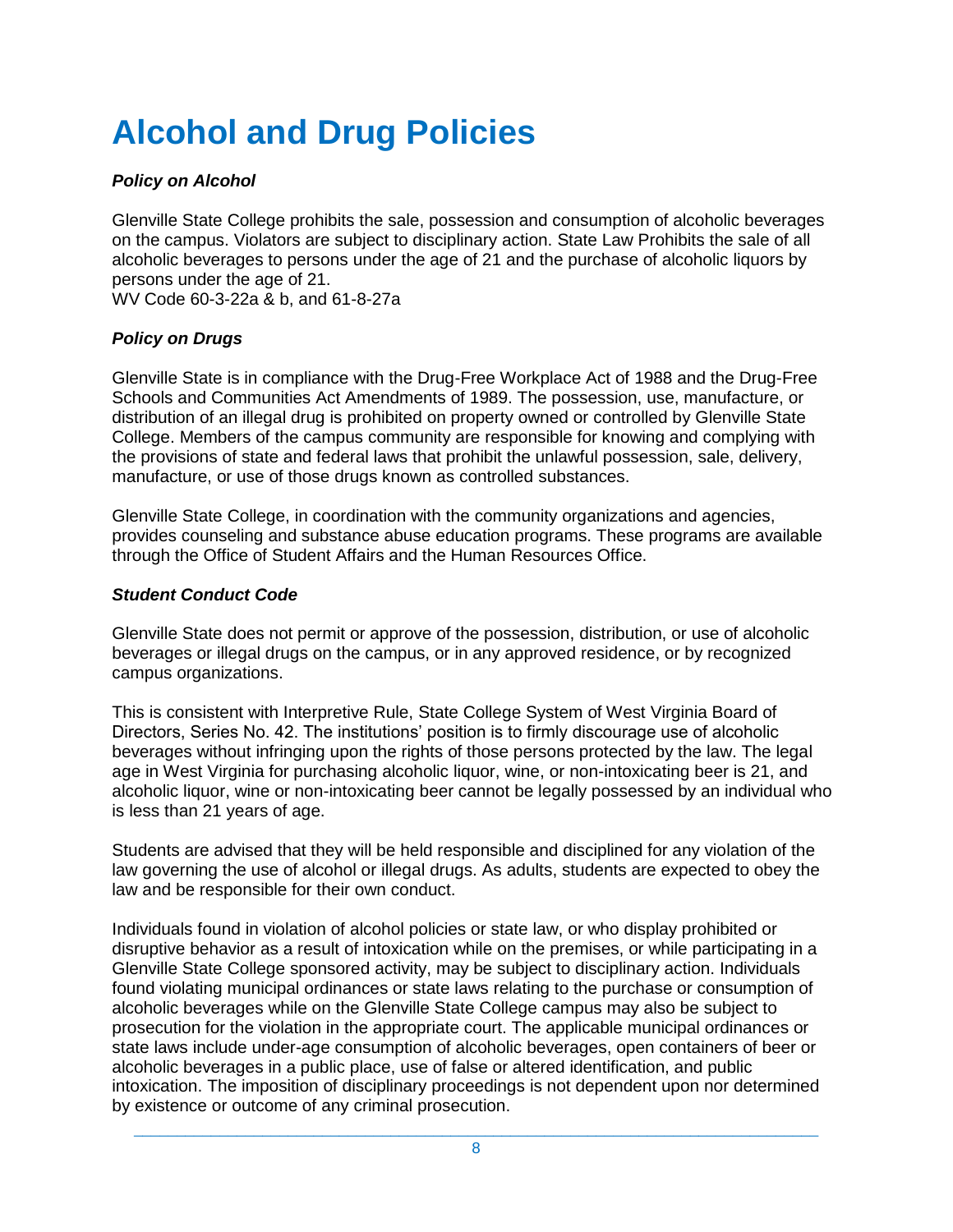# Alcohol and Drug Policies

***Policy on Alcohol***

Glenville State College prohibits the sale, possession and consumption of alcoholic beverages on the campus. Violators are subject to disciplinary action. State Law Prohibits the sale of all alcoholic beverages to persons under the age of 21 and the purchase of alcoholic liquors by persons under the age of 21.
WV Code 60-3-22a & b, and 61-8-27a

***Policy on Drugs***

Glenville State is in compliance with the Drug-Free Workplace Act of 1988 and the Drug-Free Schools and Communities Act Amendments of 1989. The possession, use, manufacture, or distribution of an illegal drug is prohibited on property owned or controlled by Glenville State College. Members of the campus community are responsible for knowing and complying with the provisions of state and federal laws that prohibit the unlawful possession, sale, delivery, manufacture, or use of those drugs known as controlled substances.

Glenville State College, in coordination with the community organizations and agencies, provides counseling and substance abuse education programs. These programs are available through the Office of Student Affairs and the Human Resources Office.

***Student Conduct Code***

Glenville State does not permit or approve of the possession, distribution, or use of alcoholic beverages or illegal drugs on the campus, or in any approved residence, or by recognized campus organizations.

This is consistent with Interpretive Rule, State College System of West Virginia Board of Directors, Series No. 42. The institutions' position is to firmly discourage use of alcoholic beverages without infringing upon the rights of those persons protected by the law. The legal age in West Virginia for purchasing alcoholic liquor, wine, or non-intoxicating beer is 21, and alcoholic liquor, wine or non-intoxicating beer cannot be legally possessed by an individual who is less than 21 years of age.

Students are advised that they will be held responsible and disciplined for any violation of the law governing the use of alcohol or illegal drugs. As adults, students are expected to obey the law and be responsible for their own conduct.

Individuals found in violation of alcohol policies or state law, or who display prohibited or disruptive behavior as a result of intoxication while on the premises, or while participating in a Glenville State College sponsored activity, may be subject to disciplinary action. Individuals found violating municipal ordinances or state laws relating to the purchase or consumption of alcoholic beverages while on the Glenville State College campus may also be subject to prosecution for the violation in the appropriate court. The applicable municipal ordinances or state laws include under-age consumption of alcoholic beverages, open containers of beer or alcoholic beverages in a public place, use of false or altered identification, and public intoxication. The imposition of disciplinary proceedings is not dependent upon nor determined by existence or outcome of any criminal prosecution.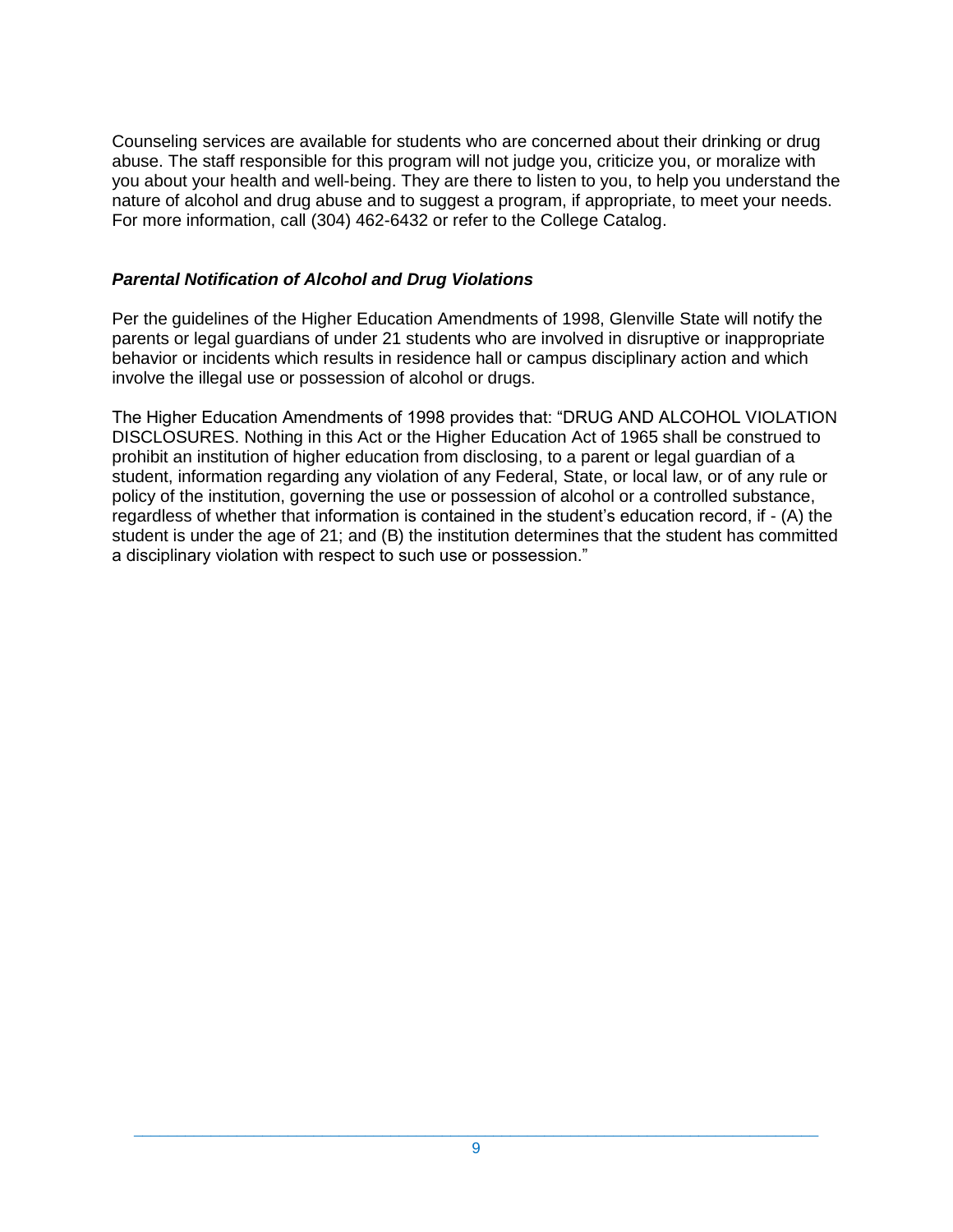Counseling services are available for students who are concerned about their drinking or drug abuse. The staff responsible for this program will not judge you, criticize you, or moralize with you about your health and well-being. They are there to listen to you, to help you understand the nature of alcohol and drug abuse and to suggest a program, if appropriate, to meet your needs. For more information, call (304) 462-6432 or refer to the College Catalog.

### ***Parental Notification of Alcohol and Drug Violations***

Per the guidelines of the Higher Education Amendments of 1998, Glenville State will notify the parents or legal guardians of under 21 students who are involved in disruptive or inappropriate behavior or incidents which results in residence hall or campus disciplinary action and which involve the illegal use or possession of alcohol or drugs.

The Higher Education Amendments of 1998 provides that: "DRUG AND ALCOHOL VIOLATION DISCLOSURES. Nothing in this Act or the Higher Education Act of 1965 shall be construed to prohibit an institution of higher education from disclosing, to a parent or legal guardian of a student, information regarding any violation of any Federal, State, or local law, or of any rule or policy of the institution, governing the use or possession of alcohol or a controlled substance, regardless of whether that information is contained in the student's education record, if - (A) the student is under the age of 21; and (B) the institution determines that the student has committed a disciplinary violation with respect to such use or possession."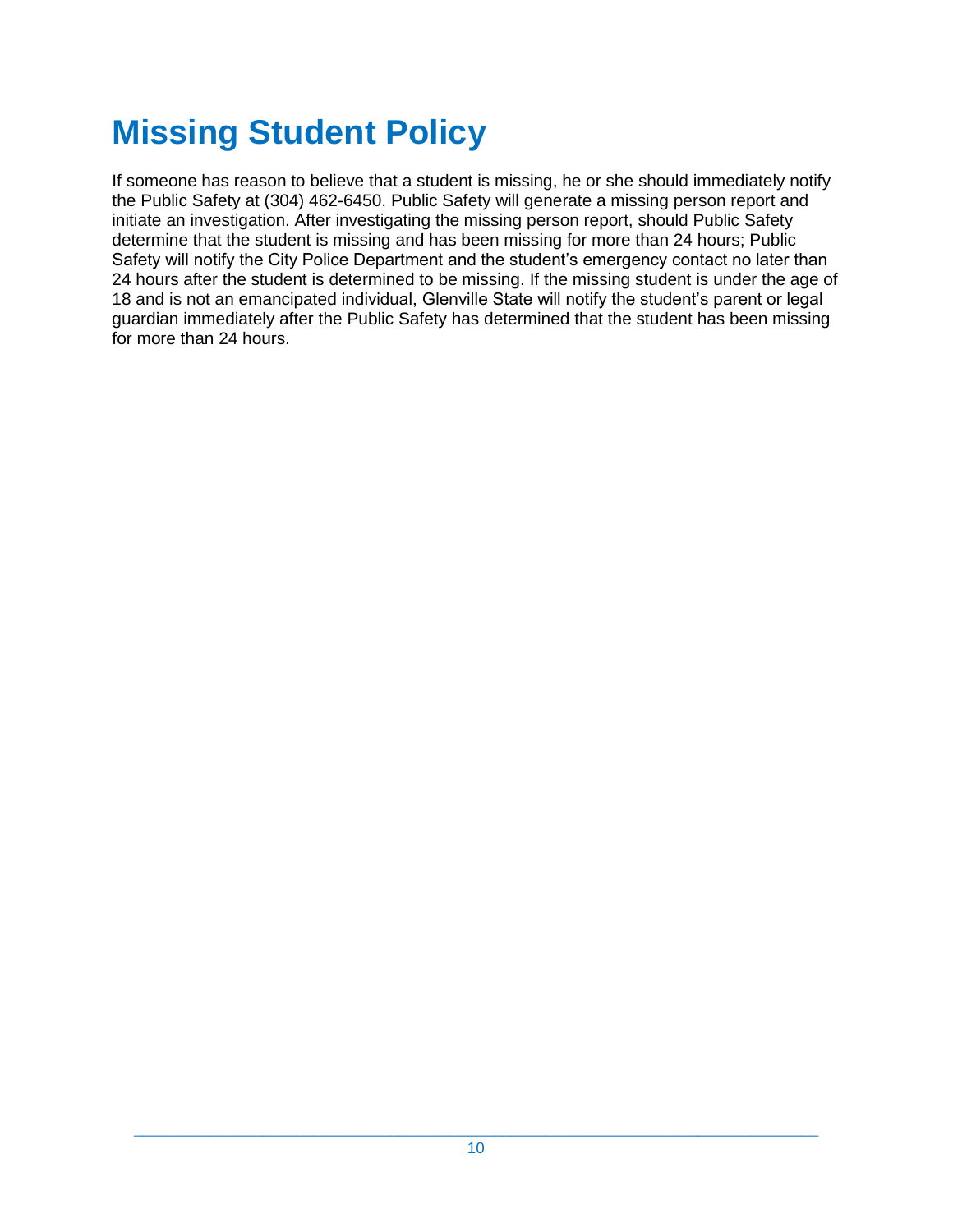# Missing Student Policy

If someone has reason to believe that a student is missing, he or she should immediately notify the Public Safety at (304) 462-6450. Public Safety will generate a missing person report and initiate an investigation. After investigating the missing person report, should Public Safety determine that the student is missing and has been missing for more than 24 hours; Public Safety will notify the City Police Department and the student's emergency contact no later than 24 hours after the student is determined to be missing. If the missing student is under the age of 18 and is not an emancipated individual, Glenville State will notify the student's parent or legal guardian immediately after the Public Safety has determined that the student has been missing for more than 24 hours.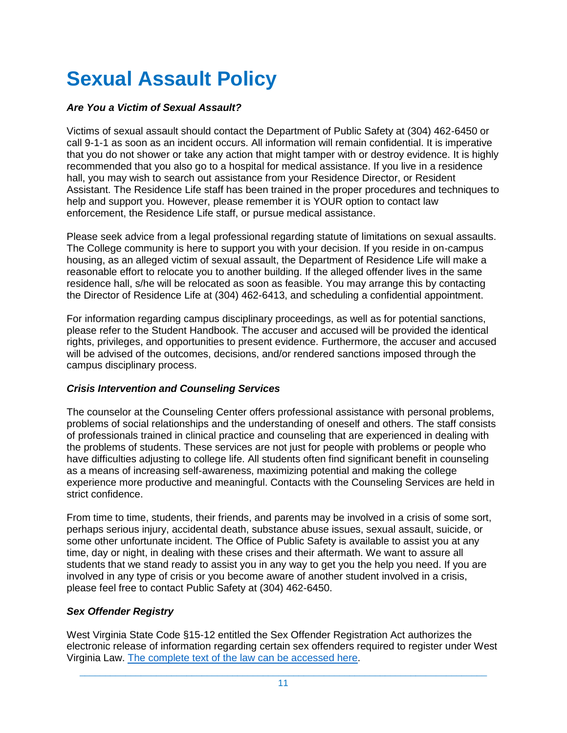# Sexual Assault Policy

### *Are You a Victim of Sexual Assault?*

Victims of sexual assault should contact the Department of Public Safety at (304) 462-6450 or call 9-1-1 as soon as an incident occurs. All information will remain confidential. It is imperative that you do not shower or take any action that might tamper with or destroy evidence. It is highly recommended that you also go to a hospital for medical assistance. If you live in a residence hall, you may wish to search out assistance from your Residence Director, or Resident Assistant. The Residence Life staff has been trained in the proper procedures and techniques to help and support you. However, please remember it is YOUR option to contact law enforcement, the Residence Life staff, or pursue medical assistance.

Please seek advice from a legal professional regarding statute of limitations on sexual assaults. The College community is here to support you with your decision. If you reside in on-campus housing, as an alleged victim of sexual assault, the Department of Residence Life will make a reasonable effort to relocate you to another building. If the alleged offender lives in the same residence hall, s/he will be relocated as soon as feasible. You may arrange this by contacting the Director of Residence Life at (304) 462-6413, and scheduling a confidential appointment.

For information regarding campus disciplinary proceedings, as well as for potential sanctions, please refer to the Student Handbook. The accuser and accused will be provided the identical rights, privileges, and opportunities to present evidence. Furthermore, the accuser and accused will be advised of the outcomes, decisions, and/or rendered sanctions imposed through the campus disciplinary process.

### *Crisis Intervention and Counseling Services*

The counselor at the Counseling Center offers professional assistance with personal problems, problems of social relationships and the understanding of oneself and others. The staff consists of professionals trained in clinical practice and counseling that are experienced in dealing with the problems of students. These services are not just for people with problems or people who have difficulties adjusting to college life. All students often find significant benefit in counseling as a means of increasing self-awareness, maximizing potential and making the college experience more productive and meaningful. Contacts with the Counseling Services are held in strict confidence.

From time to time, students, their friends, and parents may be involved in a crisis of some sort, perhaps serious injury, accidental death, substance abuse issues, sexual assault, suicide, or some other unfortunate incident. The Office of Public Safety is available to assist you at any time, day or night, in dealing with these crises and their aftermath. We want to assure all students that we stand ready to assist you in any way to get you the help you need. If you are involved in any type of crisis or you become aware of another student involved in a crisis, please feel free to contact Public Safety at (304) 462-6450.

### *Sex Offender Registry*

West Virginia State Code §15-12 entitled the Sex Offender Registration Act authorizes the electronic release of information regarding certain sex offenders required to register under West Virginia Law. The complete text of the law can be accessed here.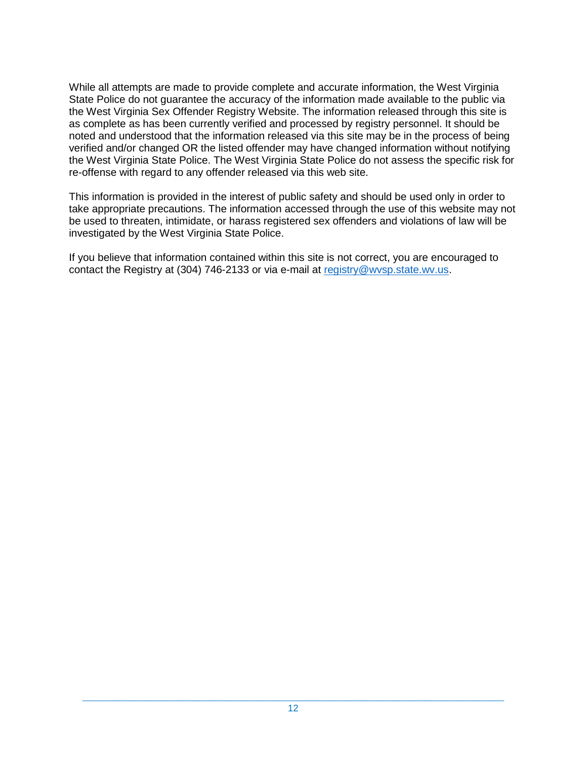While all attempts are made to provide complete and accurate information, the West Virginia State Police do not guarantee the accuracy of the information made available to the public via the West Virginia Sex Offender Registry Website. The information released through this site is as complete as has been currently verified and processed by registry personnel. It should be noted and understood that the information released via this site may be in the process of being verified and/or changed OR the listed offender may have changed information without notifying the West Virginia State Police. The West Virginia State Police do not assess the specific risk for re-offense with regard to any offender released via this web site.

This information is provided in the interest of public safety and should be used only in order to take appropriate precautions. The information accessed through the use of this website may not be used to threaten, intimidate, or harass registered sex offenders and violations of law will be investigated by the West Virginia State Police.

If you believe that information contained within this site is not correct, you are encouraged to contact the Registry at (304) 746-2133 or via e-mail at registry@wvsp.state.wv.us.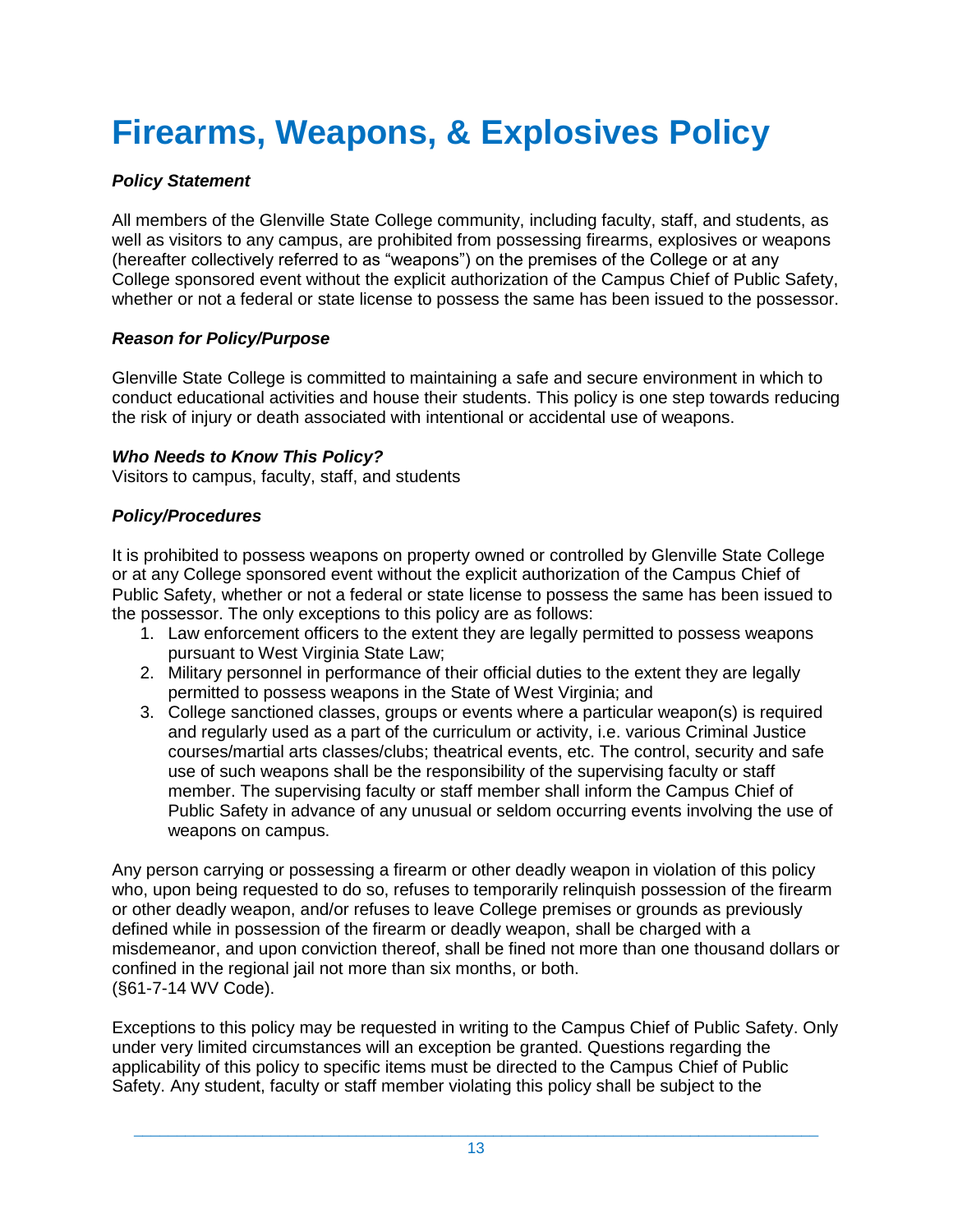# Firearms, Weapons, & Explosives Policy

***Policy Statement***

All members of the Glenville State College community, including faculty, staff, and students, as well as visitors to any campus, are prohibited from possessing firearms, explosives or weapons (hereafter collectively referred to as "weapons") on the premises of the College or at any College sponsored event without the explicit authorization of the Campus Chief of Public Safety, whether or not a federal or state license to possess the same has been issued to the possessor.

***Reason for Policy/Purpose***

Glenville State College is committed to maintaining a safe and secure environment in which to conduct educational activities and house their students. This policy is one step towards reducing the risk of injury or death associated with intentional or accidental use of weapons.

***Who Needs to Know This Policy?***

Visitors to campus, faculty, staff, and students

***Policy/Procedures***

It is prohibited to possess weapons on property owned or controlled by Glenville State College or at any College sponsored event without the explicit authorization of the Campus Chief of Public Safety, whether or not a federal or state license to possess the same has been issued to the possessor. The only exceptions to this policy are as follows:

1. Law enforcement officers to the extent they are legally permitted to possess weapons pursuant to West Virginia State Law;
2. Military personnel in performance of their official duties to the extent they are legally permitted to possess weapons in the State of West Virginia; and
3. College sanctioned classes, groups or events where a particular weapon(s) is required and regularly used as a part of the curriculum or activity, i.e. various Criminal Justice courses/martial arts classes/clubs; theatrical events, etc. The control, security and safe use of such weapons shall be the responsibility of the supervising faculty or staff member. The supervising faculty or staff member shall inform the Campus Chief of Public Safety in advance of any unusual or seldom occurring events involving the use of weapons on campus.

Any person carrying or possessing a firearm or other deadly weapon in violation of this policy who, upon being requested to do so, refuses to temporarily relinquish possession of the firearm or other deadly weapon, and/or refuses to leave College premises or grounds as previously defined while in possession of the firearm or deadly weapon, shall be charged with a misdemeanor, and upon conviction thereof, shall be fined not more than one thousand dollars or confined in the regional jail not more than six months, or both.
(§61-7-14 WV Code).

Exceptions to this policy may be requested in writing to the Campus Chief of Public Safety. Only under very limited circumstances will an exception be granted. Questions regarding the applicability of this policy to specific items must be directed to the Campus Chief of Public Safety. Any student, faculty or staff member violating this policy shall be subject to the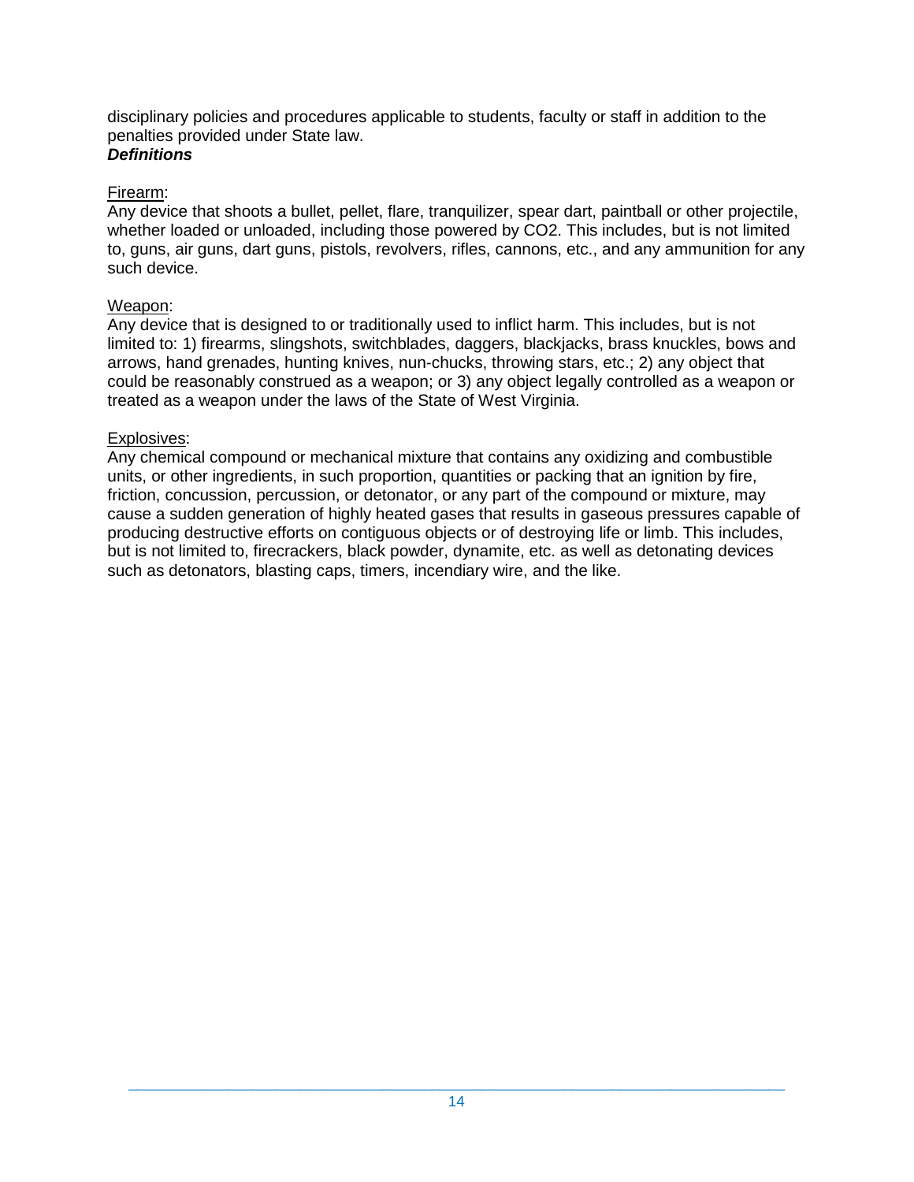disciplinary policies and procedures applicable to students, faculty or staff in addition to the penalties provided under State law.

***Definitions***

Firearm:

Any device that shoots a bullet, pellet, flare, tranquilizer, spear dart, paintball or other projectile, whether loaded or unloaded, including those powered by $CO_2$. This includes, but is not limited to, guns, air guns, dart guns, pistols, revolvers, rifles, cannons, etc., and any ammunition for any such device.

Weapon:

Any device that is designed to or traditionally used to inflict harm. This includes, but is not limited to: 1) firearms, slingshots, switchblades, daggers, blackjacks, brass knuckles, bows and arrows, hand grenades, hunting knives, nun-chucks, throwing stars, etc.; 2) any object that could be reasonably construed as a weapon; or 3) any object legally controlled as a weapon or treated as a weapon under the laws of the State of West Virginia.

Explosives:

Any chemical compound or mechanical mixture that contains any oxidizing and combustible units, or other ingredients, in such proportion, quantities or packing that an ignition by fire, friction, concussion, percussion, or detonator, or any part of the compound or mixture, may cause a sudden generation of highly heated gases that results in gaseous pressures capable of producing destructive efforts on contiguous objects or of destroying life or limb. This includes, but is not limited to, firecrackers, black powder, dynamite, etc. as well as detonating devices such as detonators, blasting caps, timers, incendiary wire, and the like.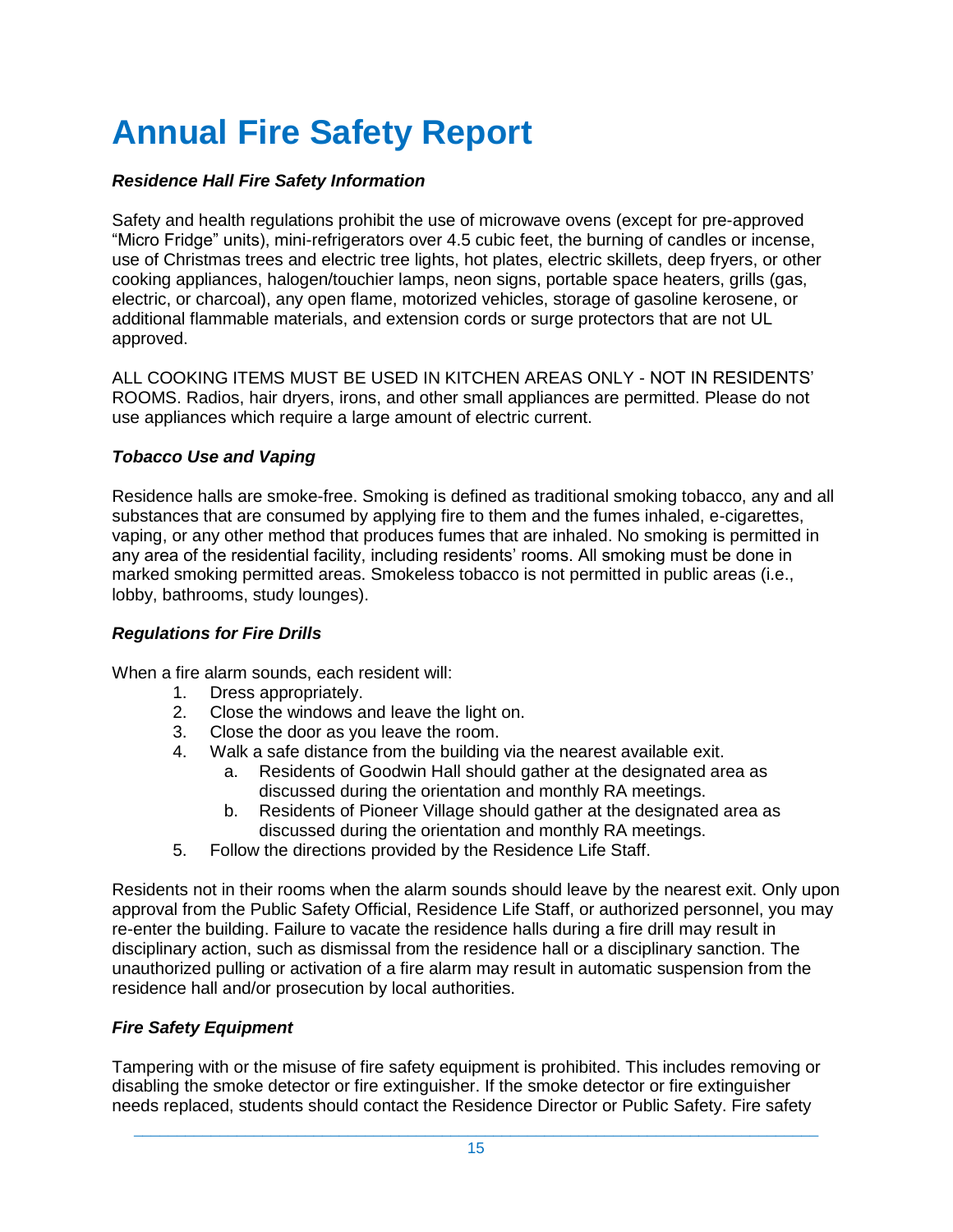# Annual Fire Safety Report

***Residence Hall Fire Safety Information***

Safety and health regulations prohibit the use of microwave ovens (except for pre-approved "Micro Fridge" units), mini-refrigerators over 4.5 cubic feet, the burning of candles or incense, use of Christmas trees and electric tree lights, hot plates, electric skillets, deep fryers, or other cooking appliances, halogen/touchier lamps, neon signs, portable space heaters, grills (gas, electric, or charcoal), any open flame, motorized vehicles, storage of gasoline kerosene, or additional flammable materials, and extension cords or surge protectors that are not UL approved.

ALL COOKING ITEMS MUST BE USED IN KITCHEN AREAS ONLY - NOT IN RESIDENTS' ROOMS. Radios, hair dryers, irons, and other small appliances are permitted. Please do not use appliances which require a large amount of electric current.

***Tobacco Use and Vaping***

Residence halls are smoke-free. Smoking is defined as traditional smoking tobacco, any and all substances that are consumed by applying fire to them and the fumes inhaled, e-cigarettes, vaping, or any other method that produces fumes that are inhaled. No smoking is permitted in any area of the residential facility, including residents' rooms. All smoking must be done in marked smoking permitted areas. Smokeless tobacco is not permitted in public areas (i.e., lobby, bathrooms, study lounges).

***Regulations for Fire Drills***

When a fire alarm sounds, each resident will:

1. Dress appropriately.
2. Close the windows and leave the light on.
3. Close the door as you leave the room.
4. Walk a safe distance from the building via the nearest available exit.
   a. Residents of Goodwin Hall should gather at the designated area as discussed during the orientation and monthly RA meetings.
   b. Residents of Pioneer Village should gather at the designated area as discussed during the orientation and monthly RA meetings.
5. Follow the directions provided by the Residence Life Staff.

Residents not in their rooms when the alarm sounds should leave by the nearest exit. Only upon approval from the Public Safety Official, Residence Life Staff, or authorized personnel, you may re-enter the building. Failure to vacate the residence halls during a fire drill may result in disciplinary action, such as dismissal from the residence hall or a disciplinary sanction. The unauthorized pulling or activation of a fire alarm may result in automatic suspension from the residence hall and/or prosecution by local authorities.

***Fire Safety Equipment***

Tampering with or the misuse of fire safety equipment is prohibited. This includes removing or disabling the smoke detector or fire extinguisher. If the smoke detector or fire extinguisher needs replaced, students should contact the Residence Director or Public Safety. Fire safety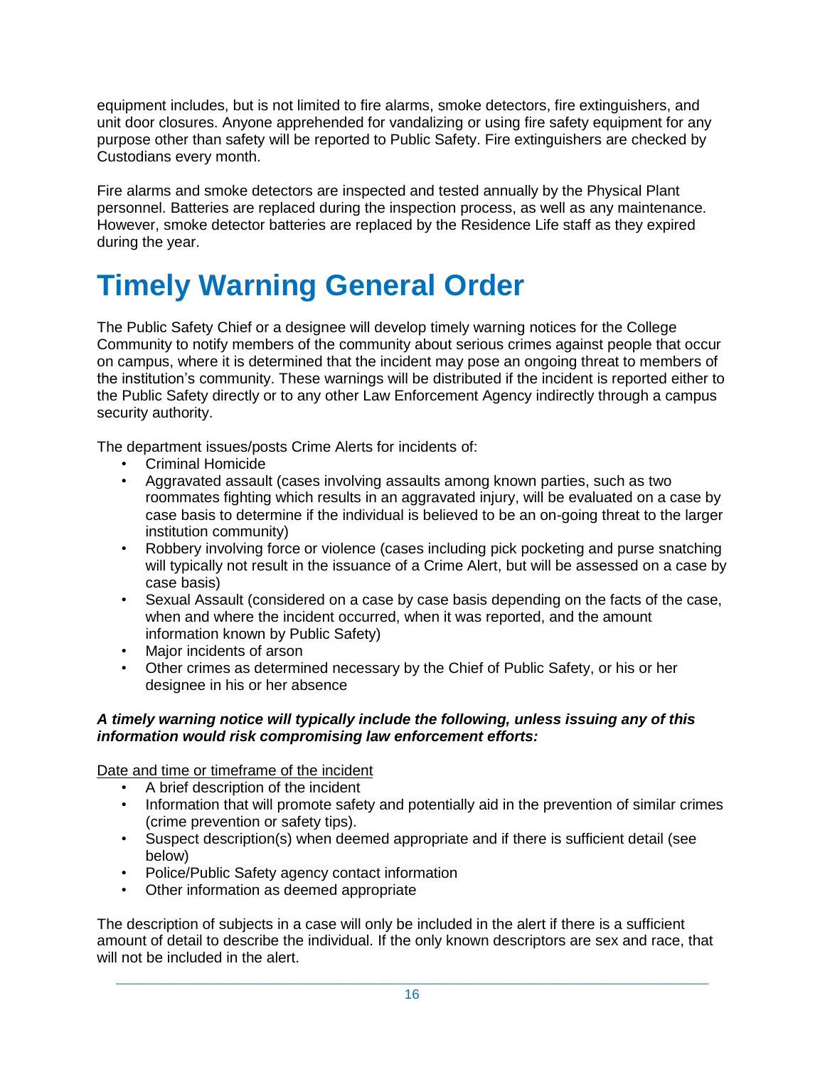equipment includes, but is not limited to fire alarms, smoke detectors, fire extinguishers, and unit door closures. Anyone apprehended for vandalizing or using fire safety equipment for any purpose other than safety will be reported to Public Safety. Fire extinguishers are checked by Custodians every month.

Fire alarms and smoke detectors are inspected and tested annually by the Physical Plant personnel. Batteries are replaced during the inspection process, as well as any maintenance. However, smoke detector batteries are replaced by the Residence Life staff as they expired during the year.

# Timely Warning General Order

The Public Safety Chief or a designee will develop timely warning notices for the College Community to notify members of the community about serious crimes against people that occur on campus, where it is determined that the incident may pose an ongoing threat to members of the institution's community. These warnings will be distributed if the incident is reported either to the Public Safety directly or to any other Law Enforcement Agency indirectly through a campus security authority.

The department issues/posts Crime Alerts for incidents of:

- Criminal Homicide
- Aggravated assault (cases involving assaults among known parties, such as two roommates fighting which results in an aggravated injury, will be evaluated on a case by case basis to determine if the individual is believed to be an on-going threat to the larger institution community)
- Robbery involving force or violence (cases including pick pocketing and purse snatching will typically not result in the issuance of a Crime Alert, but will be assessed on a case by case basis)
- Sexual Assault (considered on a case by case basis depending on the facts of the case, when and where the incident occurred, when it was reported, and the amount information known by Public Safety)
- Major incidents of arson
- Other crimes as determined necessary by the Chief of Public Safety, or his or her designee in his or her absence

***A timely warning notice will typically include the following, unless issuing any of this information would risk compromising law enforcement efforts:***

<u>Date and time or timeframe of the incident</u>

- A brief description of the incident
- Information that will promote safety and potentially aid in the prevention of similar crimes (crime prevention or safety tips).
- Suspect description(s) when deemed appropriate and if there is sufficient detail (see below)
- Police/Public Safety agency contact information
- Other information as deemed appropriate

The description of subjects in a case will only be included in the alert if there is a sufficient amount of detail to describe the individual. If the only known descriptors are sex and race, that will not be included in the alert.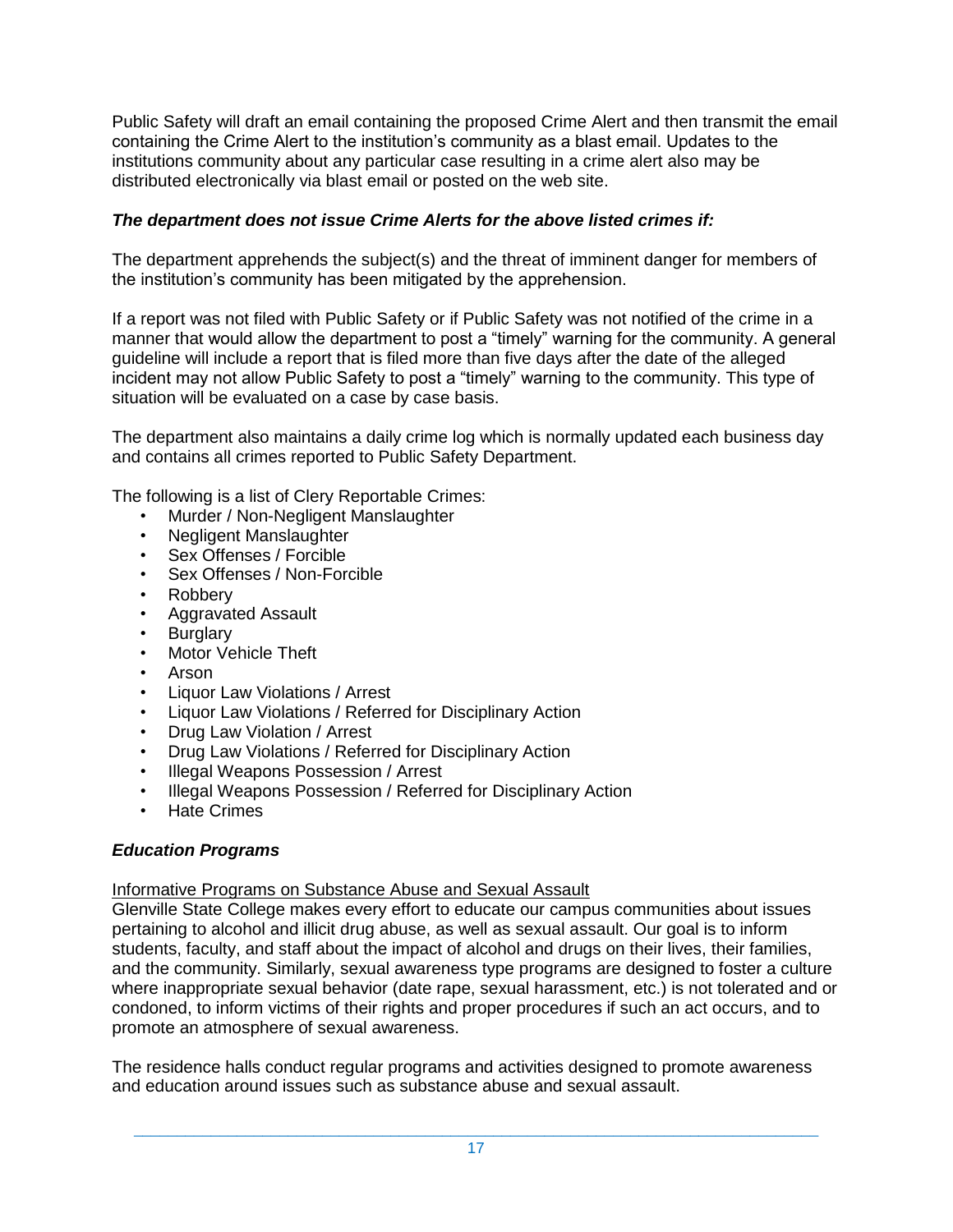Public Safety will draft an email containing the proposed Crime Alert and then transmit the email containing the Crime Alert to the institution's community as a blast email. Updates to the institutions community about any particular case resulting in a crime alert also may be distributed electronically via blast email or posted on the web site.

***The department does not issue Crime Alerts for the above listed crimes if:***

The department apprehends the subject(s) and the threat of imminent danger for members of the institution's community has been mitigated by the apprehension.

If a report was not filed with Public Safety or if Public Safety was not notified of the crime in a manner that would allow the department to post a "timely" warning for the community. A general guideline will include a report that is filed more than five days after the date of the alleged incident may not allow Public Safety to post a "timely" warning to the community. This type of situation will be evaluated on a case by case basis.

The department also maintains a daily crime log which is normally updated each business day and contains all crimes reported to Public Safety Department.

The following is a list of Clery Reportable Crimes:

- Murder / Non-Negligent Manslaughter
- Negligent Manslaughter
- Sex Offenses / Forcible
- Sex Offenses / Non-Forcible
- Robbery
- Aggravated Assault
- Burglary
- Motor Vehicle Theft
- Arson
- Liquor Law Violations / Arrest
- Liquor Law Violations / Referred for Disciplinary Action
- Drug Law Violation / Arrest
- Drug Law Violations / Referred for Disciplinary Action
- Illegal Weapons Possession / Arrest
- Illegal Weapons Possession / Referred for Disciplinary Action
- Hate Crimes

### ***Education Programs***

<u>Informative Programs on Substance Abuse and Sexual Assault</u>

Glenville State College makes every effort to educate our campus communities about issues pertaining to alcohol and illicit drug abuse, as well as sexual assault. Our goal is to inform students, faculty, and staff about the impact of alcohol and drugs on their lives, their families, and the community. Similarly, sexual awareness type programs are designed to foster a culture where inappropriate sexual behavior (date rape, sexual harassment, etc.) is not tolerated and or condoned, to inform victims of their rights and proper procedures if such an act occurs, and to promote an atmosphere of sexual awareness.

The residence halls conduct regular programs and activities designed to promote awareness and education around issues such as substance abuse and sexual assault.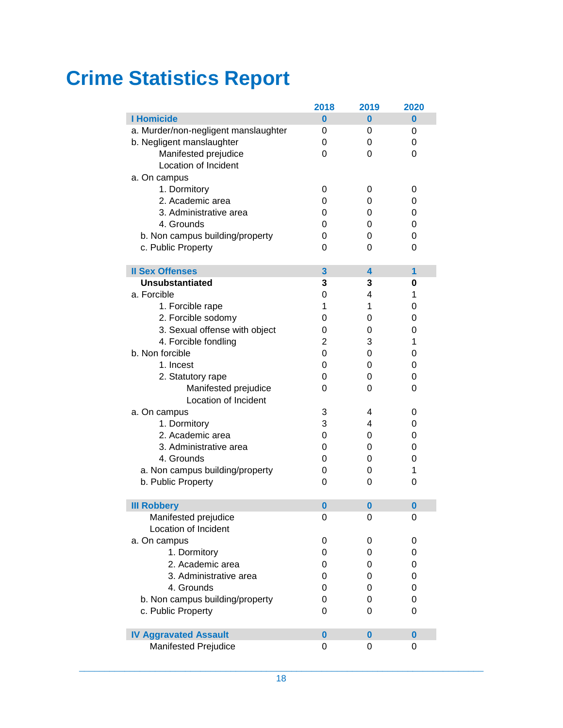# Crime Statistics Report

| | 2018 | 2019 | 2020 |
|---|---|---|---|
| **I Homicide** | **0** | **0** | **0** |
| a. Murder/non-negligent manslaughter | 0 | 0 | 0 |
| b. Negligent manslaughter | 0 | 0 | 0 |
| Manifested prejudice | 0 | 0 | 0 |
| Location of Incident | | | |
| a. On campus | | | |
| 1. Dormitory | 0 | 0 | 0 |
| 2. Academic area | 0 | 0 | 0 |
| 3. Administrative area | 0 | 0 | 0 |
| 4. Grounds | 0 | 0 | 0 |
| b. Non campus building/property | 0 | 0 | 0 |
| c. Public Property | 0 | 0 | 0 |
| | | | |
| **II Sex Offenses** | **3** | **4** | **1** |
| **Unsubstantiated** | **3** | **3** | **0** |
| a. Forcible | 0 | 4 | 1 |
| 1. Forcible rape | 1 | 1 | 0 |
| 2. Forcible sodomy | 0 | 0 | 0 |
| 3. Sexual offense with object | 0 | 0 | 0 |
| 4. Forcible fondling | 2 | 3 | 1 |
| b. Non forcible | 0 | 0 | 0 |
| 1. Incest | 0 | 0 | 0 |
| 2. Statutory rape | 0 | 0 | 0 |
| Manifested prejudice | 0 | 0 | 0 |
| Location of Incident | | | |
| a. On campus | 3 | 4 | 0 |
| 1. Dormitory | 3 | 4 | 0 |
| 2. Academic area | 0 | 0 | 0 |
| 3. Administrative area | 0 | 0 | 0 |
| 4. Grounds | 0 | 0 | 0 |
| a. Non campus building/property | 0 | 0 | 1 |
| b. Public Property | 0 | 0 | 0 |
| | | | |
| **III Robbery** | **0** | **0** | **0** |
| Manifested prejudice | 0 | 0 | 0 |
| Location of Incident | | | |
| a. On campus | 0 | 0 | 0 |
| 1. Dormitory | 0 | 0 | 0 |
| 2. Academic area | 0 | 0 | 0 |
| 3. Administrative area | 0 | 0 | 0 |
| 4. Grounds | 0 | 0 | 0 |
| b. Non campus building/property | 0 | 0 | 0 |
| c. Public Property | 0 | 0 | 0 |
| | | | |
| **IV Aggravated Assault** | **0** | **0** | **0** |
| Manifested Prejudice | 0 | 0 | 0 |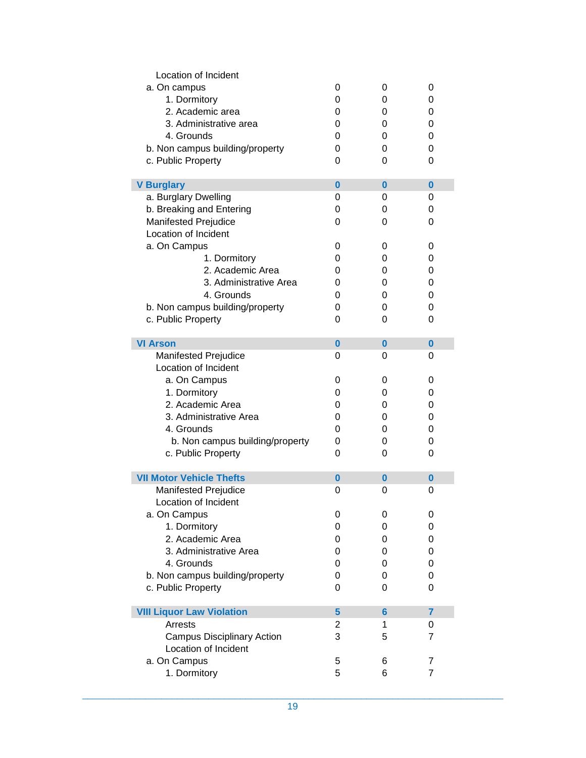| | | | |
|---|---|---|---|
| Location of Incident | | | |
| a. On campus | 0 | 0 | 0 |
| 1. Dormitory | 0 | 0 | 0 |
| 2. Academic area | 0 | 0 | 0 |
| 3. Administrative area | 0 | 0 | 0 |
| 4. Grounds | 0 | 0 | 0 |
| b. Non campus building/property | 0 | 0 | 0 |
| c. Public Property | 0 | 0 | 0 |
| **V Burglary** | **0** | **0** | **0** |
| a. Burglary Dwelling | 0 | 0 | 0 |
| b. Breaking and Entering | 0 | 0 | 0 |
| Manifested Prejudice | 0 | 0 | 0 |
| Location of Incident | | | |
| a. On Campus | 0 | 0 | 0 |
| 1. Dormitory | 0 | 0 | 0 |
| 2. Academic Area | 0 | 0 | 0 |
| 3. Administrative Area | 0 | 0 | 0 |
| 4. Grounds | 0 | 0 | 0 |
| b. Non campus building/property | 0 | 0 | 0 |
| c. Public Property | 0 | 0 | 0 |
| **VI Arson** | **0** | **0** | **0** |
| Manifested Prejudice | 0 | 0 | 0 |
| Location of Incident | | | |
| a. On Campus | 0 | 0 | 0 |
| 1. Dormitory | 0 | 0 | 0 |
| 2. Academic Area | 0 | 0 | 0 |
| 3. Administrative Area | 0 | 0 | 0 |
| 4. Grounds | 0 | 0 | 0 |
| b. Non campus building/property | 0 | 0 | 0 |
| c. Public Property | 0 | 0 | 0 |
| **VII Motor Vehicle Thefts** | **0** | **0** | **0** |
| Manifested Prejudice | 0 | 0 | 0 |
| Location of Incident | | | |
| a. On Campus | 0 | 0 | 0 |
| 1. Dormitory | 0 | 0 | 0 |
| 2. Academic Area | 0 | 0 | 0 |
| 3. Administrative Area | 0 | 0 | 0 |
| 4. Grounds | 0 | 0 | 0 |
| b. Non campus building/property | 0 | 0 | 0 |
| c. Public Property | 0 | 0 | 0 |
| **VIII Liquor Law Violation** | **5** | **6** | **7** |
| Arrests | 2 | 1 | 0 |
| Campus Disciplinary Action | 3 | 5 | 7 |
| Location of Incident | | | |
| a. On Campus | 5 | 6 | 7 |
| 1. Dormitory | 5 | 6 | 7 |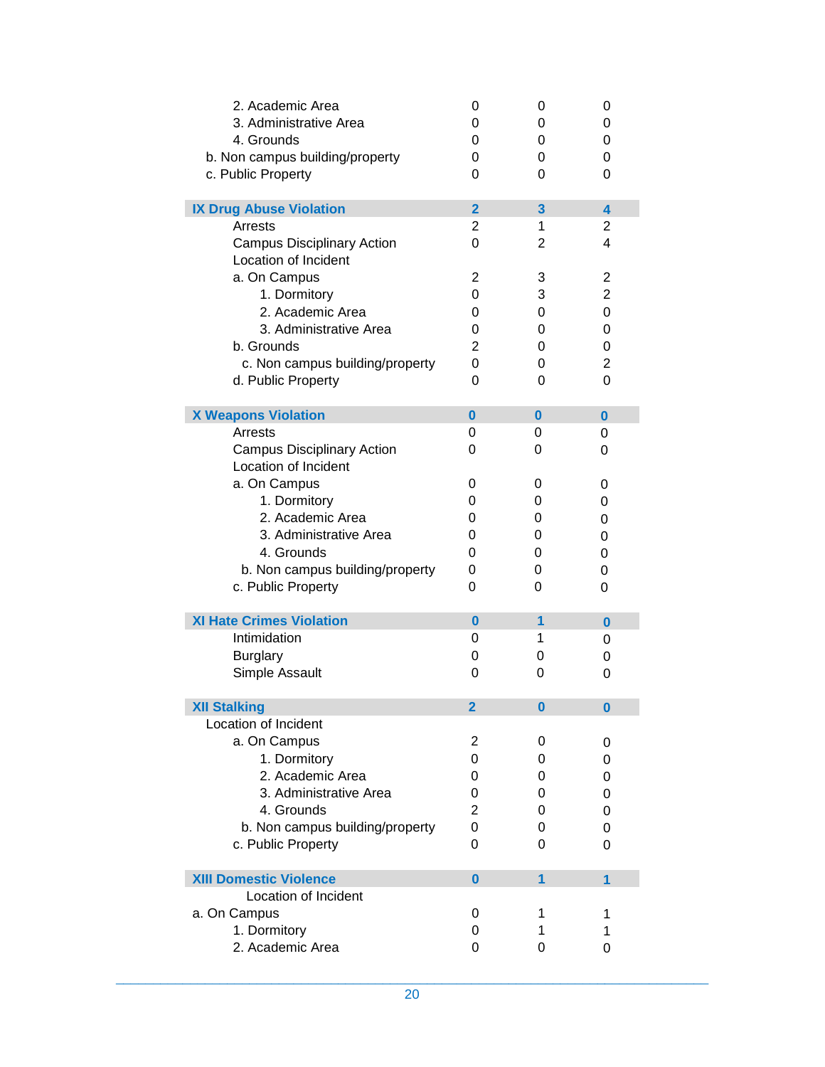| | | | |
|---|---|---|---|
| 2. Academic Area | 0 | 0 | 0 |
| 3. Administrative Area | 0 | 0 | 0 |
| 4. Grounds | 0 | 0 | 0 |
| b. Non campus building/property | 0 | 0 | 0 |
| c. Public Property | 0 | 0 | 0 |
| **IX Drug Abuse Violation** | **2** | **3** | **4** |
| Arrests | 2 | 1 | 2 |
| Campus Disciplinary Action | 0 | 2 | 4 |
| Location of Incident | | | |
| a. On Campus | 2 | 3 | 2 |
| 1. Dormitory | 0 | 3 | 2 |
| 2. Academic Area | 0 | 0 | 0 |
| 3. Administrative Area | 0 | 0 | 0 |
| b. Grounds | 2 | 0 | 0 |
| c. Non campus building/property | 0 | 0 | 2 |
| d. Public Property | 0 | 0 | 0 |
| **X Weapons Violation** | **0** | **0** | **0** |
| Arrests | 0 | 0 | 0 |
| Campus Disciplinary Action | 0 | 0 | 0 |
| Location of Incident | | | |
| a. On Campus | 0 | 0 | 0 |
| 1. Dormitory | 0 | 0 | 0 |
| 2. Academic Area | 0 | 0 | 0 |
| 3. Administrative Area | 0 | 0 | 0 |
| 4. Grounds | 0 | 0 | 0 |
| b. Non campus building/property | 0 | 0 | 0 |
| c. Public Property | 0 | 0 | 0 |
| **XI Hate Crimes Violation** | **0** | **1** | **0** |
| Intimidation | 0 | 1 | 0 |
| Burglary | 0 | 0 | 0 |
| Simple Assault | 0 | 0 | 0 |
| **XII Stalking** | **2** | **0** | **0** |
| Location of Incident | | | |
| a. On Campus | 2 | 0 | 0 |
| 1. Dormitory | 0 | 0 | 0 |
| 2. Academic Area | 0 | 0 | 0 |
| 3. Administrative Area | 0 | 0 | 0 |
| 4. Grounds | 2 | 0 | 0 |
| b. Non campus building/property | 0 | 0 | 0 |
| c. Public Property | 0 | 0 | 0 |
| **XIII Domestic Violence** | **0** | **1** | **1** |
| Location of Incident | | | |
| a. On Campus | 0 | 1 | 1 |
| 1. Dormitory | 0 | 1 | 1 |
| 2. Academic Area | 0 | 0 | 0 |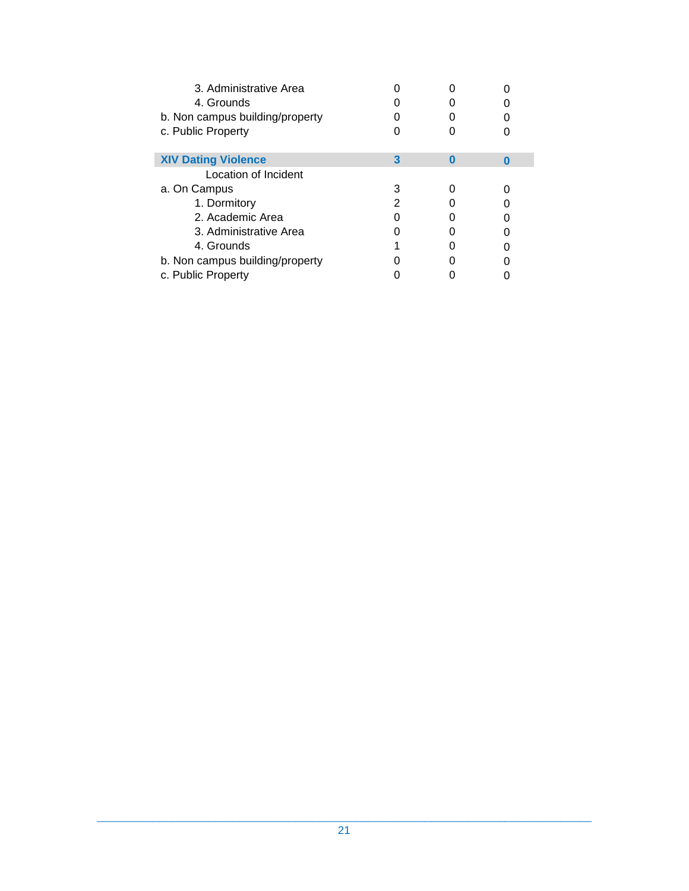| | | | |
|---|---|---|---|
| 3. Administrative Area | 0 | 0 | 0 |
| 4. Grounds | 0 | 0 | 0 |
| b. Non campus building/property | 0 | 0 | 0 |
| c. Public Property | 0 | 0 | 0 |
| | | | |
| **XIV Dating Violence** | **3** | **0** | **0** |
| Location of Incident | | | |
| a. On Campus | 3 | 0 | 0 |
| 1. Dormitory | 2 | 0 | 0 |
| 2. Academic Area | 0 | 0 | 0 |
| 3. Administrative Area | 0 | 0 | 0 |
| 4. Grounds | 1 | 0 | 0 |
| b. Non campus building/property | 0 | 0 | 0 |
| c. Public Property | 0 | 0 | 0 |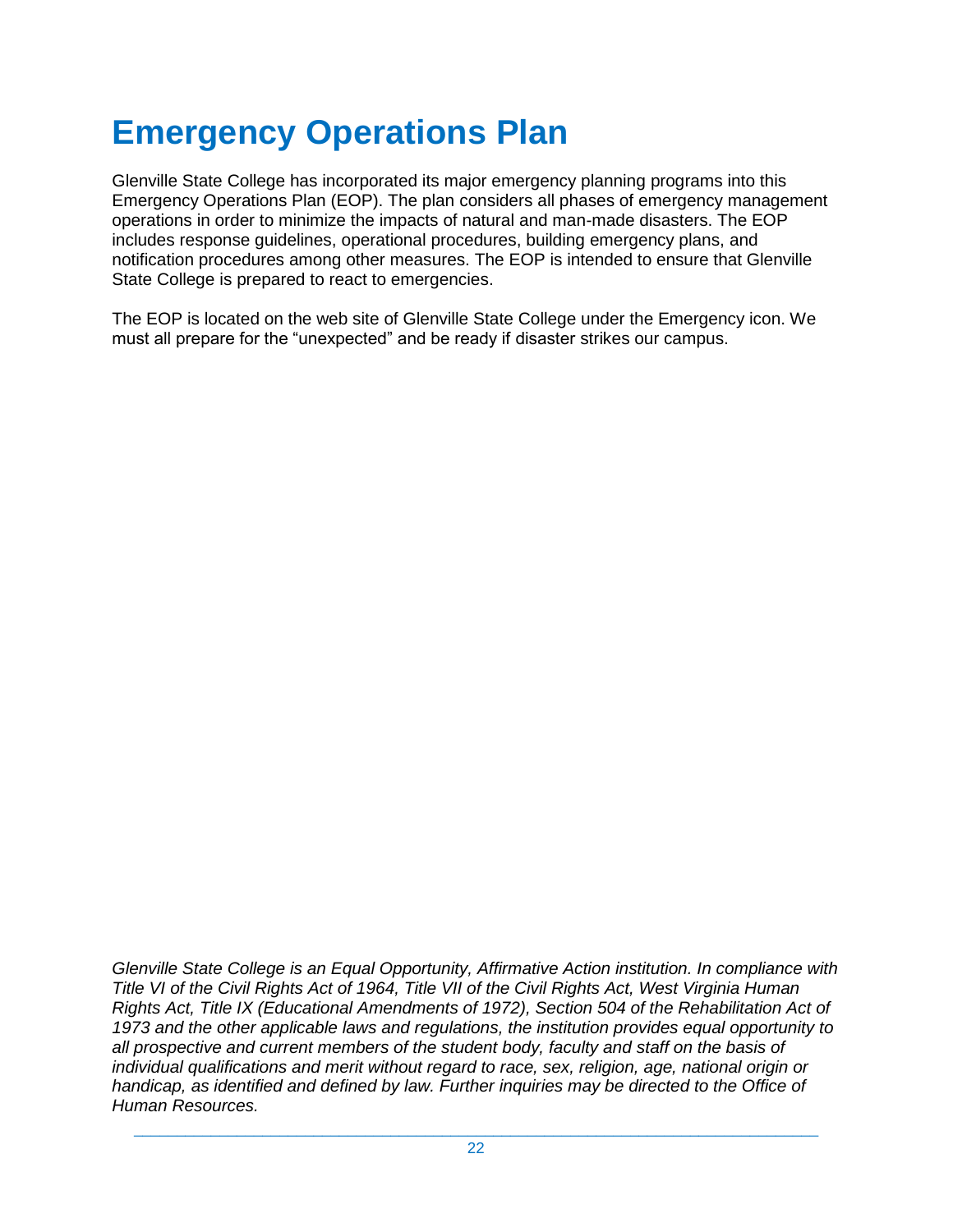# Emergency Operations Plan

Glenville State College has incorporated its major emergency planning programs into this Emergency Operations Plan (EOP). The plan considers all phases of emergency management operations in order to minimize the impacts of natural and man-made disasters. The EOP includes response guidelines, operational procedures, building emergency plans, and notification procedures among other measures. The EOP is intended to ensure that Glenville State College is prepared to react to emergencies.

The EOP is located on the web site of Glenville State College under the Emergency icon. We must all prepare for the “unexpected” and be ready if disaster strikes our campus.

*Glenville State College is an Equal Opportunity, Affirmative Action institution. In compliance with Title VI of the Civil Rights Act of 1964, Title VII of the Civil Rights Act, West Virginia Human Rights Act, Title IX (Educational Amendments of 1972), Section 504 of the Rehabilitation Act of 1973 and the other applicable laws and regulations, the institution provides equal opportunity to all prospective and current members of the student body, faculty and staff on the basis of individual qualifications and merit without regard to race, sex, religion, age, national origin or handicap, as identified and defined by law. Further inquiries may be directed to the Office of Human Resources.*